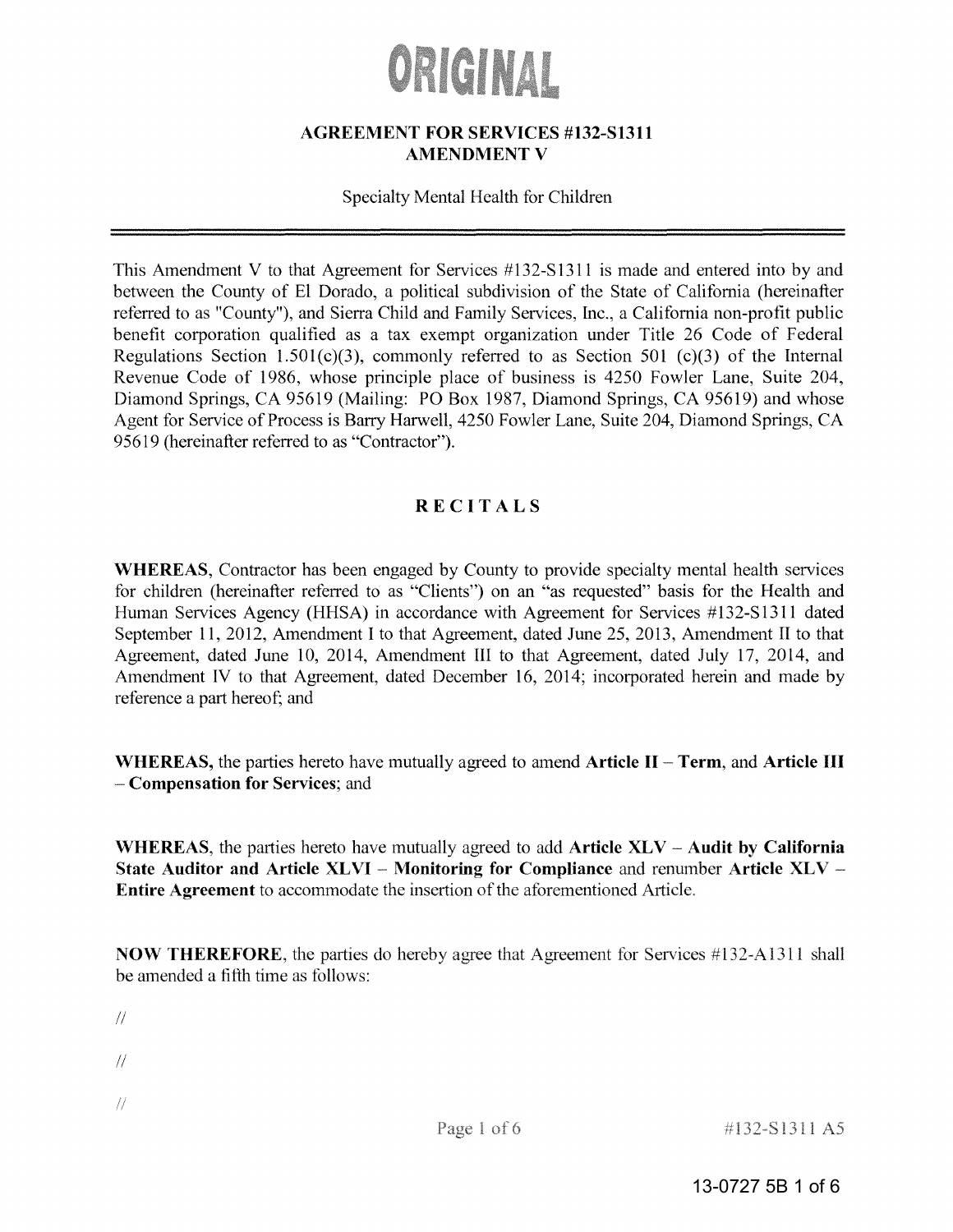# ORIGINAL

## AGREEMENT FOR SERVICES #132-S1311
## AMENDMENT V

Specialty Mental Health for Children

---

This Amendment V to that Agreement for Services #132-S1311 is made and entered into by and between the County of El Dorado, a political subdivision of the State of California (hereinafter referred to as "County"), and Sierra Child and Family Services, Inc., a California non-profit public benefit corporation qualified as a tax exempt organization under Title 26 Code of Federal Regulations Section 1.501(c)(3), commonly referred to as Section 501 (c)(3) of the Internal Revenue Code of 1986, whose principle place of business is 4250 Fowler Lane, Suite 204, Diamond Springs, CA 95619 (Mailing: PO Box 1987, Diamond Springs, CA 95619) and whose Agent for Service of Process is Barry Harwell, 4250 Fowler Lane, Suite 204, Diamond Springs, CA 95619 (hereinafter referred to as "Contractor").

## RECITALS

**WHEREAS**, Contractor has been engaged by County to provide specialty mental health services for children (hereinafter referred to as "Clients") on an "as requested" basis for the Health and Human Services Agency (HHSA) in accordance with Agreement for Services #132-S1311 dated September 11, 2012, Amendment I to that Agreement, dated June 25, 2013, Amendment II to that Agreement, dated June 10, 2014, Amendment III to that Agreement, dated July 17, 2014, and Amendment IV to that Agreement, dated December 16, 2014; incorporated herein and made by reference a part hereof; and

**WHEREAS,** the parties hereto have mutually agreed to amend **Article II – Term**, and **Article III – Compensation for Services**; and

**WHEREAS**, the parties hereto have mutually agreed to add **Article XLV – Audit by California State Auditor and Article XLVI – Monitoring for Compliance** and renumber **Article XLV – Entire Agreement** to accommodate the insertion of the aforementioned Article.

**NOW THEREFORE**, the parties do hereby agree that Agreement for Services #132-A1311 shall be amended a fifth time as follows:

//

//

//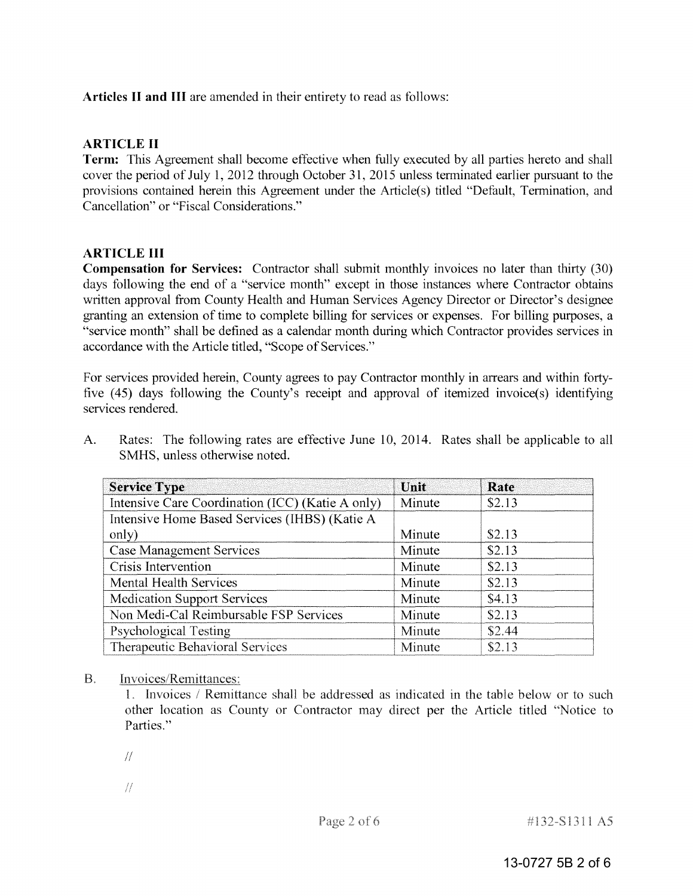**Articles II and III** are amended in their entirety to read as follows:

## ARTICLE II

**Term:** This Agreement shall become effective when fully executed by all parties hereto and shall cover the period of July 1, 2012 through October 31, 2015 unless terminated earlier pursuant to the provisions contained herein this Agreement under the Article(s) titled "Default, Termination, and Cancellation" or "Fiscal Considerations."

## ARTICLE III

**Compensation for Services:** Contractor shall submit monthly invoices no later than thirty (30) days following the end of a "service month" except in those instances where Contractor obtains written approval from County Health and Human Services Agency Director or Director's designee granting an extension of time to complete billing for services or expenses. For billing purposes, a "service month" shall be defined as a calendar month during which Contractor provides services in accordance with the Article titled, "Scope of Services."

For services provided herein, County agrees to pay Contractor monthly in arrears and within forty-five (45) days following the County's receipt and approval of itemized invoice(s) identifying services rendered.

A. Rates: The following rates are effective June 10, 2014. Rates shall be applicable to all SMHS, unless otherwise noted.

| Service Type | Unit | Rate |
|---|---|---|
| Intensive Care Coordination (ICC) (Katie A only) | Minute | \$2.13 |
| Intensive Home Based Services (IHBS) (Katie A only) | Minute | \$2.13 |
| Case Management Services | Minute | \$2.13 |
| Crisis Intervention | Minute | \$2.13 |
| Mental Health Services | Minute | \$2.13 |
| Medication Support Services | Minute | \$4.13 |
| Non Medi-Cal Reimbursable FSP Services | Minute | \$2.13 |
| Psychological Testing | Minute | \$2.44 |
| Therapeutic Behavioral Services | Minute | \$2.13 |

B. Invoices/Remittances:

1. Invoices / Remittance shall be addressed as indicated in the table below or to such other location as County or Contractor may direct per the Article titled "Notice to Parties."

//

//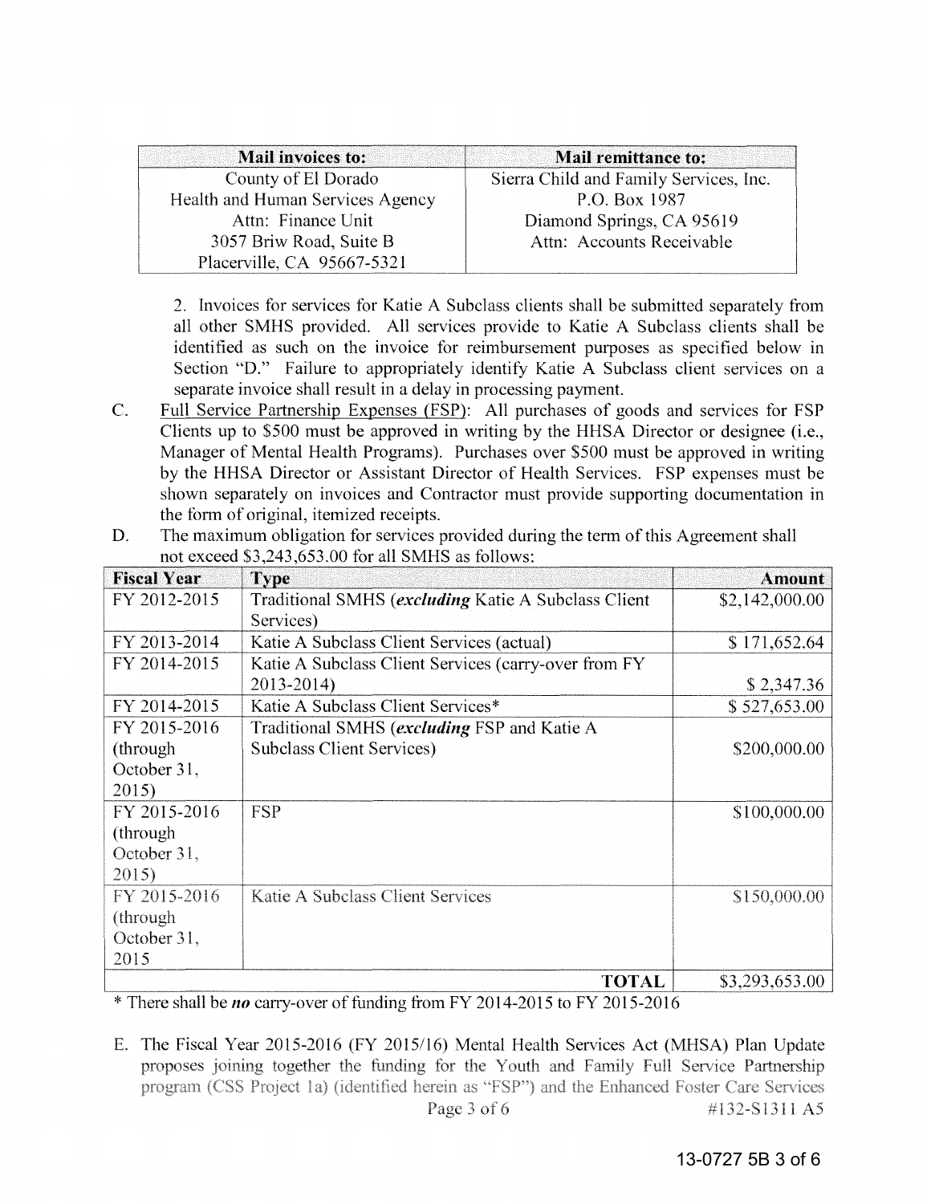| Mail invoices to: | Mail remittance to: |
| --- | --- |
| County of El Dorado<br>Health and Human Services Agency<br>Attn: Finance Unit<br>3057 Briw Road, Suite B<br>Placerville, CA 95667-5321 | Sierra Child and Family Services, Inc.<br>P.O. Box 1987<br>Diamond Springs, CA 95619<br>Attn: Accounts Receivable |

2. Invoices for services for Katie A Subclass clients shall be submitted separately from all other SMHS provided. All services provide to Katie A Subclass clients shall be identified as such on the invoice for reimbursement purposes as specified below in Section "D." Failure to appropriately identify Katie A Subclass client services on a separate invoice shall result in a delay in processing payment.

C. Full Service Partnership Expenses (FSP): All purchases of goods and services for FSP Clients up to $500 must be approved in writing by the HHSA Director or designee (i.e., Manager of Mental Health Programs). Purchases over $500 must be approved in writing by the HHSA Director or Assistant Director of Health Services. FSP expenses must be shown separately on invoices and Contractor must provide supporting documentation in the form of original, itemized receipts.

D. The maximum obligation for services provided during the term of this Agreement shall not exceed $3,243,653.00 for all SMHS as follows:

| Fiscal Year | Type | Amount |
| --- | --- | --- |
| FY 2012-2015 | Traditional SMHS (***excluding*** Katie A Subclass Client Services) | $2,142,000.00 |
| FY 2013-2014 | Katie A Subclass Client Services (actual) | $ 171,652.64 |
| FY 2014-2015 | Katie A Subclass Client Services (carry-over from FY 2013-2014) | $ 2,347.36 |
| FY 2014-2015 | Katie A Subclass Client Services* | $ 527,653.00 |
| FY 2015-2016 (through October 31, 2015) | Traditional SMHS (***excluding*** FSP and Katie A Subclass Client Services) | $200,000.00 |
| FY 2015-2016 (through October 31, 2015) | FSP | $100,000.00 |
| FY 2015-2016 (through October 31, 2015 | Katie A Subclass Client Services | $150,000.00 |
| | **TOTAL** | $3,293,653.00 |

\* There shall be ***no*** carry-over of funding from FY 2014-2015 to FY 2015-2016

E. The Fiscal Year 2015-2016 (FY 2015/16) Mental Health Services Act (MHSA) Plan Update proposes joining together the funding for the Youth and Family Full Service Partnership program (CSS Project 1a) (identified herein as "FSP") and the Enhanced Foster Care Services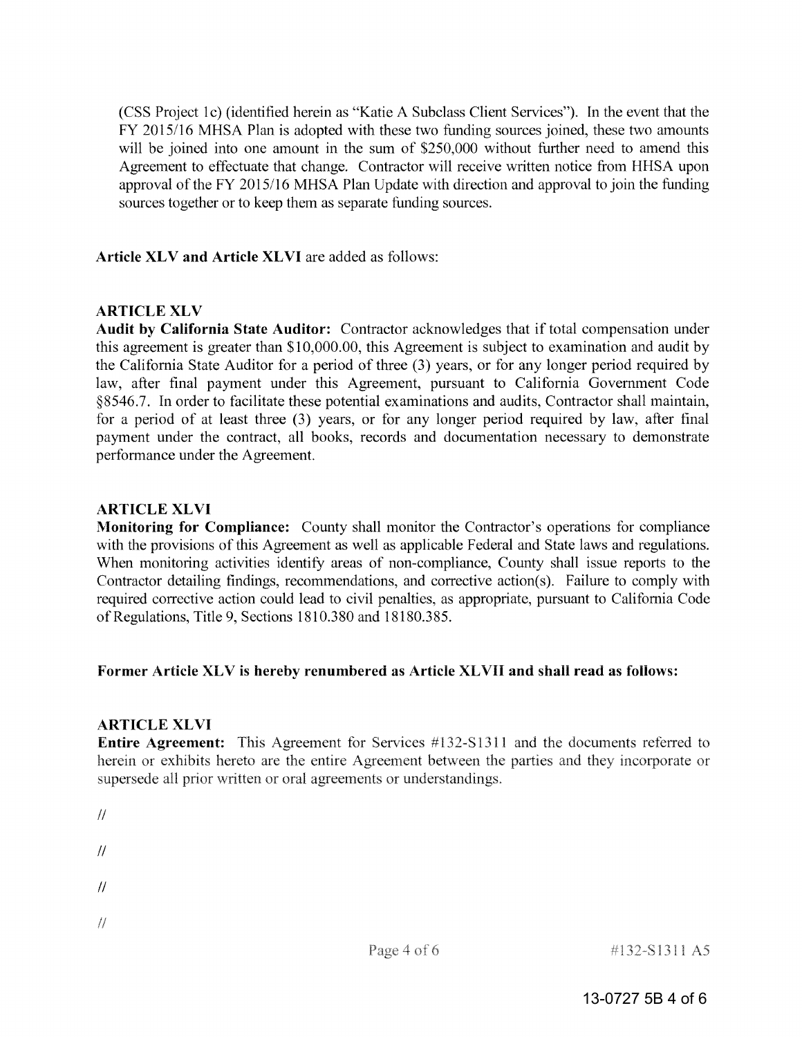(CSS Project 1c) (identified herein as "Katie A Subclass Client Services"). In the event that the FY 2015/16 MHSA Plan is adopted with these two funding sources joined, these two amounts will be joined into one amount in the sum of $250,000 without further need to amend this Agreement to effectuate that change. Contractor will receive written notice from HHSA upon approval of the FY 2015/16 MHSA Plan Update with direction and approval to join the funding sources together or to keep them as separate funding sources.

**Article XLV and Article XLVI** are added as follows:

**ARTICLE XLV**

**Audit by California State Auditor:** Contractor acknowledges that if total compensation under this agreement is greater than $10,000.00, this Agreement is subject to examination and audit by the California State Auditor for a period of three (3) years, or for any longer period required by law, after final payment under this Agreement, pursuant to California Government Code §8546.7. In order to facilitate these potential examinations and audits, Contractor shall maintain, for a period of at least three (3) years, or for any longer period required by law, after final payment under the contract, all books, records and documentation necessary to demonstrate performance under the Agreement.

**ARTICLE XLVI**

**Monitoring for Compliance:** County shall monitor the Contractor's operations for compliance with the provisions of this Agreement as well as applicable Federal and State laws and regulations. When monitoring activities identify areas of non-compliance, County shall issue reports to the Contractor detailing findings, recommendations, and corrective action(s). Failure to comply with required corrective action could lead to civil penalties, as appropriate, pursuant to California Code of Regulations, Title 9, Sections 1810.380 and 18180.385.

**Former Article XLV is hereby renumbered as Article XLVII and shall read as follows:**

**ARTICLE XLVI**

**Entire Agreement:** This Agreement for Services #132-S1311 and the documents referred to herein or exhibits hereto are the entire Agreement between the parties and they incorporate or supersede all prior written or oral agreements or understandings.

//

//

//

//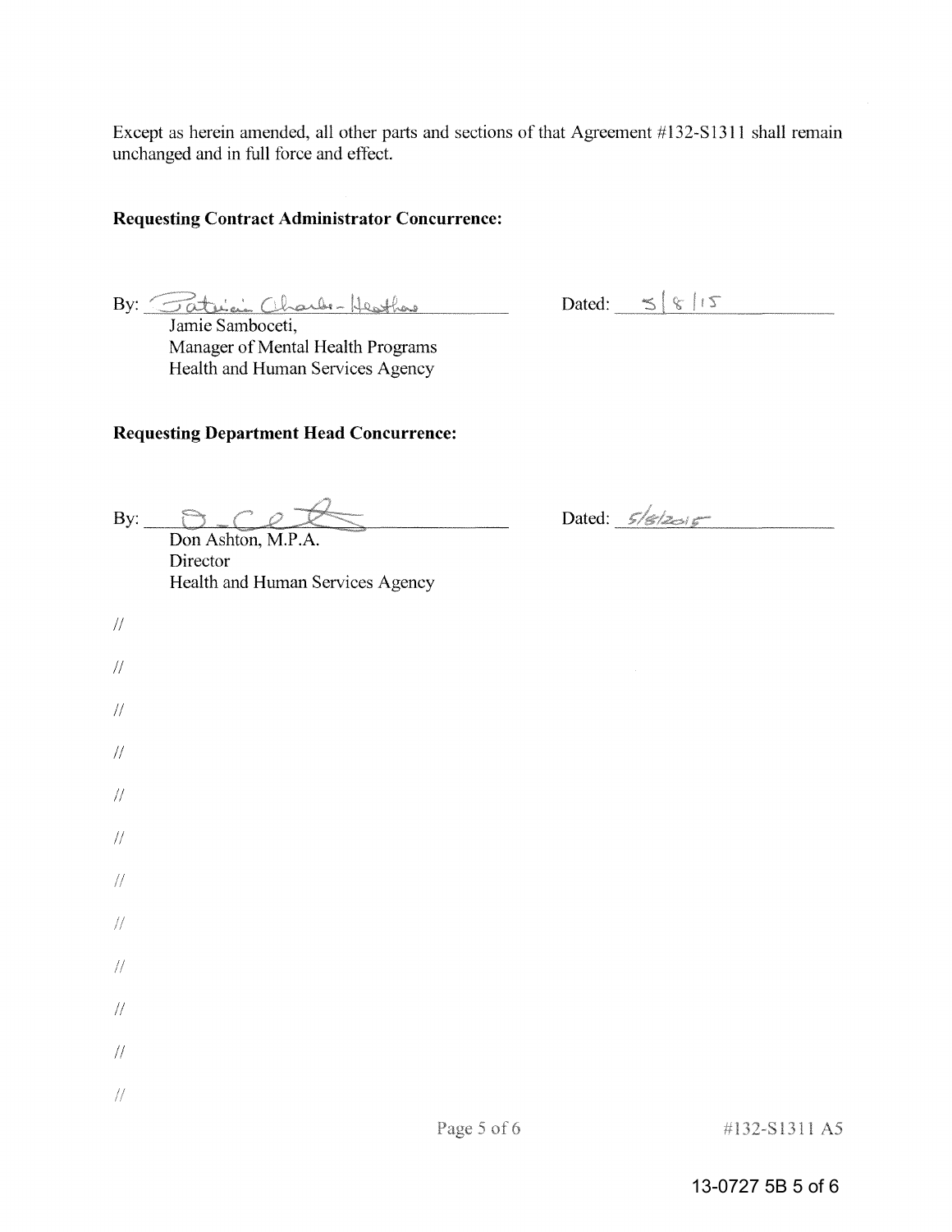Except as herein amended, all other parts and sections of that Agreement #132-S1311 shall remain unchanged and in full force and effect.

**Requesting Contract Administrator Concurrence:**

By: _Patricia Charles-Heathers_ Dated: _5/8/15_

Jamie Samboceti,
Manager of Mental Health Programs
Health and Human Services Agency

**Requesting Department Head Concurrence:**

By: _______________ Dated: _5/8/2015_

Don Ashton, M.P.A.
Director
Health and Human Services Agency

//

//

//

//

//

//

//

//

//

//

//

//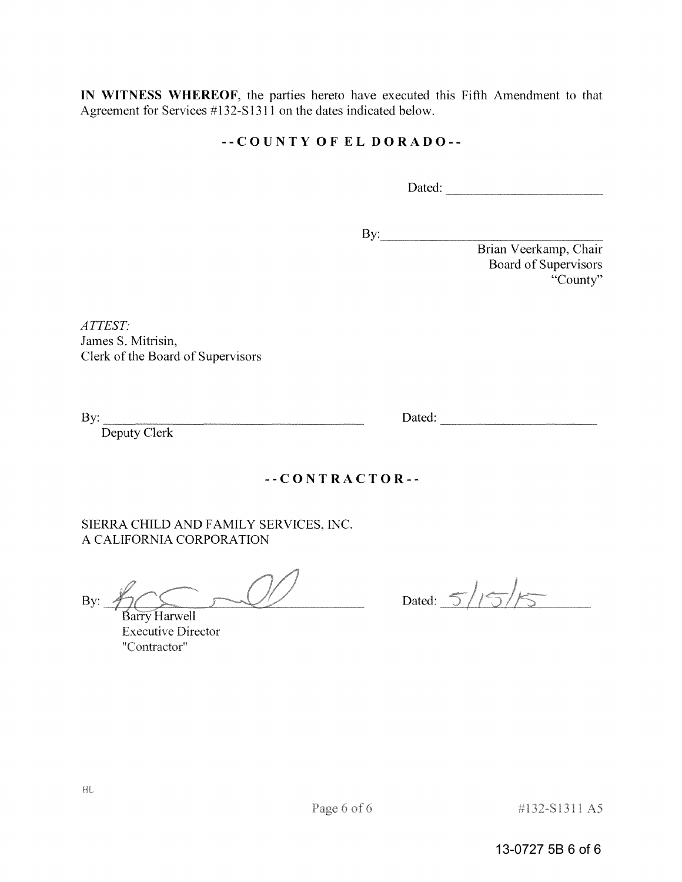**IN WITNESS WHEREOF**, the parties hereto have executed this Fifth Amendment to that Agreement for Services #132-S1311 on the dates indicated below.

**--COUNTY OF EL DORADO--**

Dated: ______________________

By: ______________________________
Brian Veerkamp, Chair
Board of Supervisors
"County"

*ATTEST:*
James S. Mitrisin,
Clerk of the Board of Supervisors

By: ______________________________ Dated: ______________________
Deputy Clerk

**--CONTRACTOR--**

SIERRA CHILD AND FAMILY SERVICES, INC.
A CALIFORNIA CORPORATION

By: ______________________________ Dated: 5/15/15
Barry Harwell
Executive Director
"Contractor"

HL

#132-S1311 A5

13-0727 5B 6 of 6